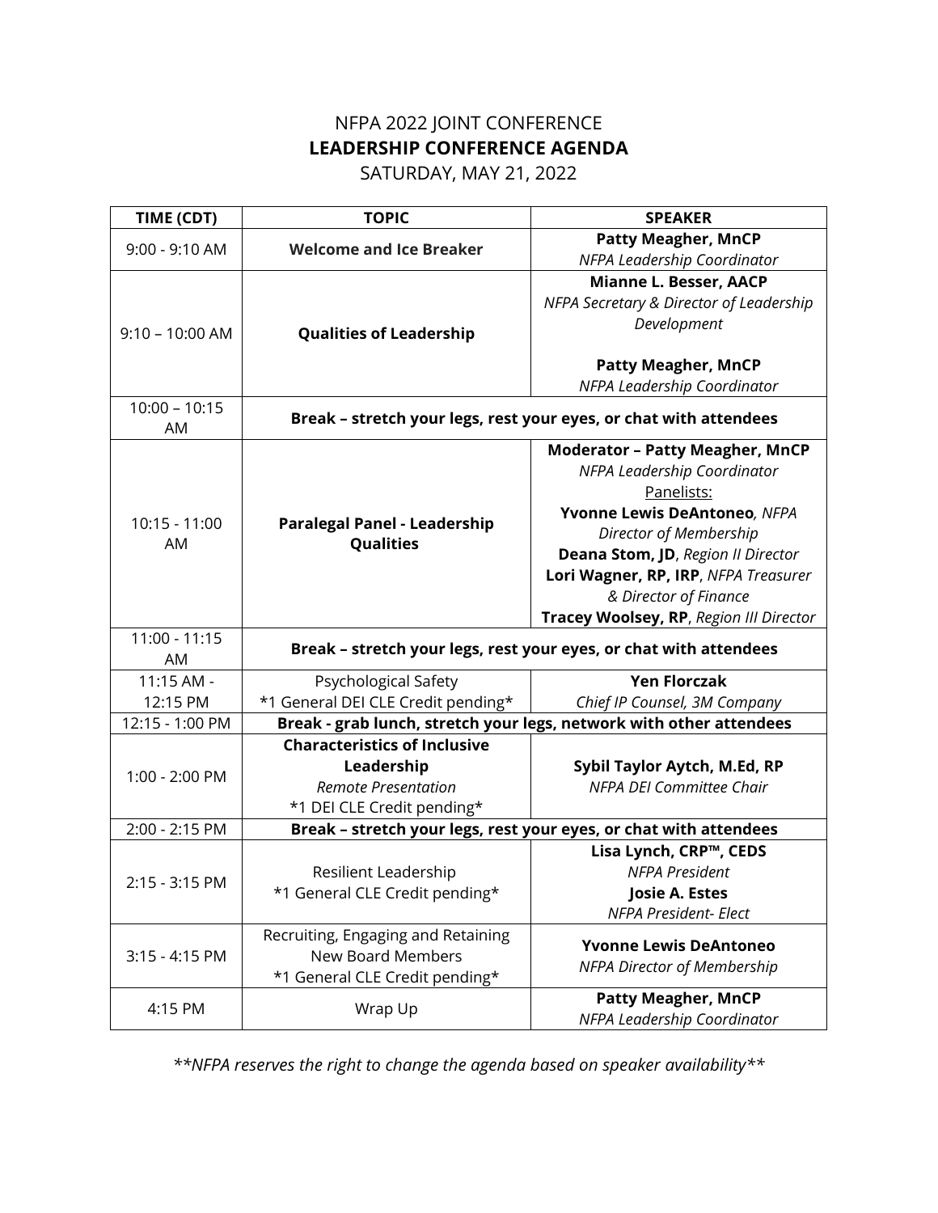NFPA 2022 JOINT CONFERENCE

# LEADERSHIP CONFERENCE AGENDA

SATURDAY, MAY 21, 2022

| TIME (CDT) | TOPIC | SPEAKER |
|---|---|---|
| 9:00 - 9:10 AM | **Welcome and Ice Breaker** | **Patty Meagher, MnCP**<br>*NFPA Leadership Coordinator* |
| 9:10 – 10:00 AM | **Qualities of Leadership** | **Mianne L. Besser, AACP**<br>*NFPA Secretary & Director of Leadership Development*<br><br>**Patty Meagher, MnCP**<br>*NFPA Leadership Coordinator* |
| 10:00 – 10:15 AM | **Break – stretch your legs, rest your eyes, or chat with attendees** | |
| 10:15 - 11:00 AM | **Paralegal Panel - Leadership Qualities** | **Moderator – Patty Meagher, MnCP**<br>*NFPA Leadership Coordinator*<br>Panelists:<br>**Yvonne Lewis DeAntoneo**, *NFPA Director of Membership*<br>**Deana Stom, JD**, *Region II Director*<br>**Lori Wagner, RP, IRP**, *NFPA Treasurer & Director of Finance*<br>**Tracey Woolsey, RP**, *Region III Director* |
| 11:00 - 11:15 AM | **Break – stretch your legs, rest your eyes, or chat with attendees** | |
| 11:15 AM - 12:15 PM | Psychological Safety<br>*1 General DEI CLE Credit pending* | **Yen Florczak**<br>*Chief IP Counsel, 3M Company* |
| 12:15 - 1:00 PM | **Break - grab lunch, stretch your legs, network with other attendees** | |
| 1:00 - 2:00 PM | **Characteristics of Inclusive Leadership**<br>*Remote Presentation*<br>*1 DEI CLE Credit pending* | **Sybil Taylor Aytch, M.Ed, RP**<br>*NFPA DEI Committee Chair* |
| 2:00 - 2:15 PM | **Break – stretch your legs, rest your eyes, or chat with attendees** | |
| 2:15 - 3:15 PM | Resilient Leadership<br>*1 General CLE Credit pending* | **Lisa Lynch, CRP™, CEDS**<br>*NFPA President*<br>**Josie A. Estes**<br>*NFPA President- Elect* |
| 3:15 - 4:15 PM | Recruiting, Engaging and Retaining New Board Members<br>*1 General CLE Credit pending* | **Yvonne Lewis DeAntoneo**<br>*NFPA Director of Membership* |
| 4:15 PM | Wrap Up | **Patty Meagher, MnCP**<br>*NFPA Leadership Coordinator* |

*\*\*NFPA reserves the right to change the agenda based on speaker availability\*\**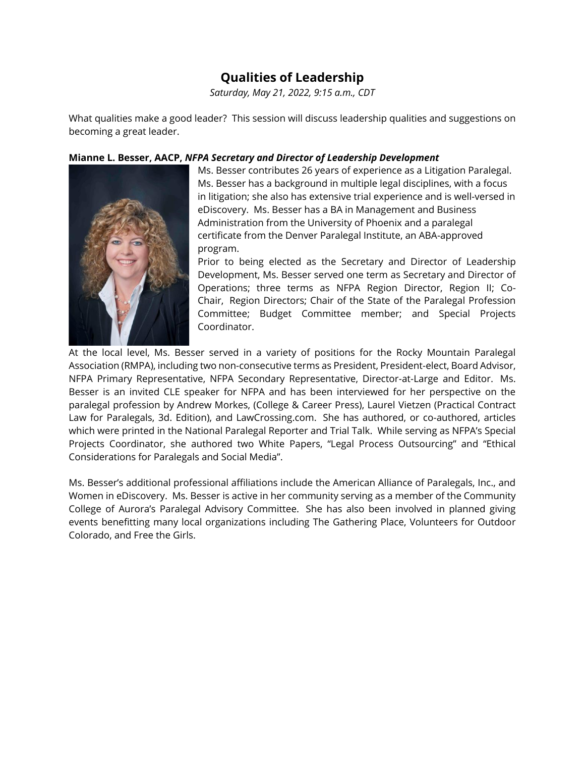## Qualities of Leadership

*Saturday, May 21, 2022, 9:15 a.m., CDT*

What qualities make a good leader? This session will discuss leadership qualities and suggestions on becoming a great leader.

**Mianne L. Besser, AACP,** ***NFPA Secretary and Director of Leadership Development***

Ms. Besser contributes 26 years of experience as a Litigation Paralegal. Ms. Besser has a background in multiple legal disciplines, with a focus in litigation; she also has extensive trial experience and is well-versed in eDiscovery. Ms. Besser has a BA in Management and Business Administration from the University of Phoenix and a paralegal certificate from the Denver Paralegal Institute, an ABA-approved program.

Prior to being elected as the Secretary and Director of Leadership Development, Ms. Besser served one term as Secretary and Director of Operations; three terms as NFPA Region Director, Region II; Co-Chair, Region Directors; Chair of the State of the Paralegal Profession Committee; Budget Committee member; and Special Projects Coordinator.

At the local level, Ms. Besser served in a variety of positions for the Rocky Mountain Paralegal Association (RMPA), including two non-consecutive terms as President, President-elect, Board Advisor, NFPA Primary Representative, NFPA Secondary Representative, Director-at-Large and Editor. Ms. Besser is an invited CLE speaker for NFPA and has been interviewed for her perspective on the paralegal profession by Andrew Morkes, (College & Career Press), Laurel Vietzen (Practical Contract Law for Paralegals, 3d. Edition), and LawCrossing.com. She has authored, or co-authored, articles which were printed in the National Paralegal Reporter and Trial Talk. While serving as NFPA's Special Projects Coordinator, she authored two White Papers, "Legal Process Outsourcing" and "Ethical Considerations for Paralegals and Social Media".

Ms. Besser's additional professional affiliations include the American Alliance of Paralegals, Inc., and Women in eDiscovery. Ms. Besser is active in her community serving as a member of the Community College of Aurora's Paralegal Advisory Committee. She has also been involved in planned giving events benefitting many local organizations including The Gathering Place, Volunteers for Outdoor Colorado, and Free the Girls.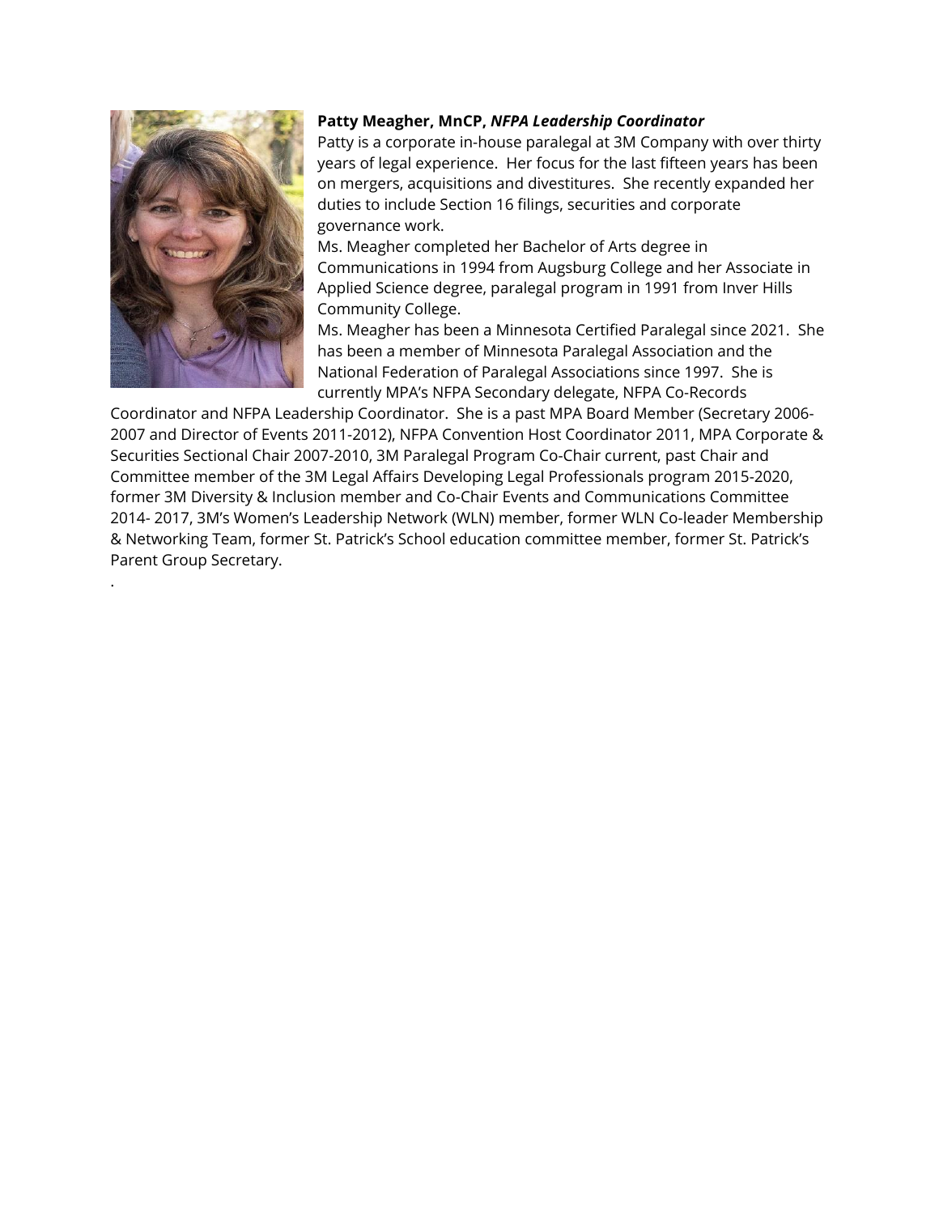**Patty Meagher, MnCP,** ***NFPA Leadership Coordinator***

Patty is a corporate in-house paralegal at 3M Company with over thirty years of legal experience. Her focus for the last fifteen years has been on mergers, acquisitions and divestitures. She recently expanded her duties to include Section 16 filings, securities and corporate governance work.

Ms. Meagher completed her Bachelor of Arts degree in Communications in 1994 from Augsburg College and her Associate in Applied Science degree, paralegal program in 1991 from Inver Hills Community College.

Ms. Meagher has been a Minnesota Certified Paralegal since 2021. She has been a member of Minnesota Paralegal Association and the National Federation of Paralegal Associations since 1997. She is currently MPA's NFPA Secondary delegate, NFPA Co-Records Coordinator and NFPA Leadership Coordinator. She is a past MPA Board Member (Secretary 2006-2007 and Director of Events 2011-2012), NFPA Convention Host Coordinator 2011, MPA Corporate & Securities Sectional Chair 2007-2010, 3M Paralegal Program Co-Chair current, past Chair and Committee member of the 3M Legal Affairs Developing Legal Professionals program 2015-2020, former 3M Diversity & Inclusion member and Co-Chair Events and Communications Committee 2014- 2017, 3M's Women's Leadership Network (WLN) member, former WLN Co-leader Membership & Networking Team, former St. Patrick's School education committee member, former St. Patrick's Parent Group Secretary.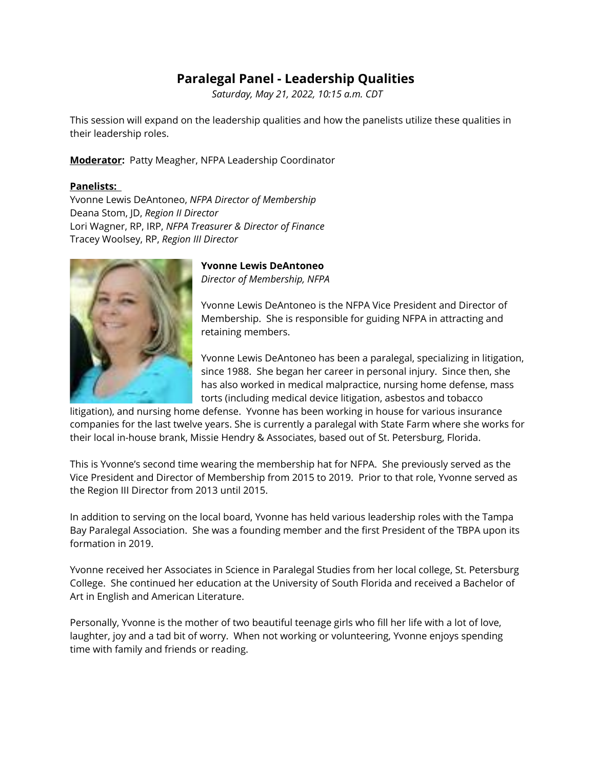# Paralegal Panel - Leadership Qualities

*Saturday, May 21, 2022, 10:15 a.m. CDT*

This session will expand on the leadership qualities and how the panelists utilize these qualities in their leadership roles.

**Moderator:** Patty Meagher, NFPA Leadership Coordinator

**Panelists:**
Yvonne Lewis DeAntoneo, *NFPA Director of Membership*
Deana Stom, JD, *Region II Director*
Lori Wagner, RP, IRP, *NFPA Treasurer & Director of Finance*
Tracey Woolsey, RP, *Region III Director*

**Yvonne Lewis DeAntoneo**
*Director of Membership, NFPA*

Yvonne Lewis DeAntoneo is the NFPA Vice President and Director of Membership. She is responsible for guiding NFPA in attracting and retaining members.

Yvonne Lewis DeAntoneo has been a paralegal, specializing in litigation, since 1988. She began her career in personal injury. Since then, she has also worked in medical malpractice, nursing home defense, mass torts (including medical device litigation, asbestos and tobacco litigation), and nursing home defense. Yvonne has been working in house for various insurance companies for the last twelve years. She is currently a paralegal with State Farm where she works for their local in-house brank, Missie Hendry & Associates, based out of St. Petersburg, Florida.

This is Yvonne's second time wearing the membership hat for NFPA. She previously served as the Vice President and Director of Membership from 2015 to 2019. Prior to that role, Yvonne served as the Region III Director from 2013 until 2015.

In addition to serving on the local board, Yvonne has held various leadership roles with the Tampa Bay Paralegal Association. She was a founding member and the first President of the TBPA upon its formation in 2019.

Yvonne received her Associates in Science in Paralegal Studies from her local college, St. Petersburg College. She continued her education at the University of South Florida and received a Bachelor of Art in English and American Literature.

Personally, Yvonne is the mother of two beautiful teenage girls who fill her life with a lot of love, laughter, joy and a tad bit of worry. When not working or volunteering, Yvonne enjoys spending time with family and friends or reading.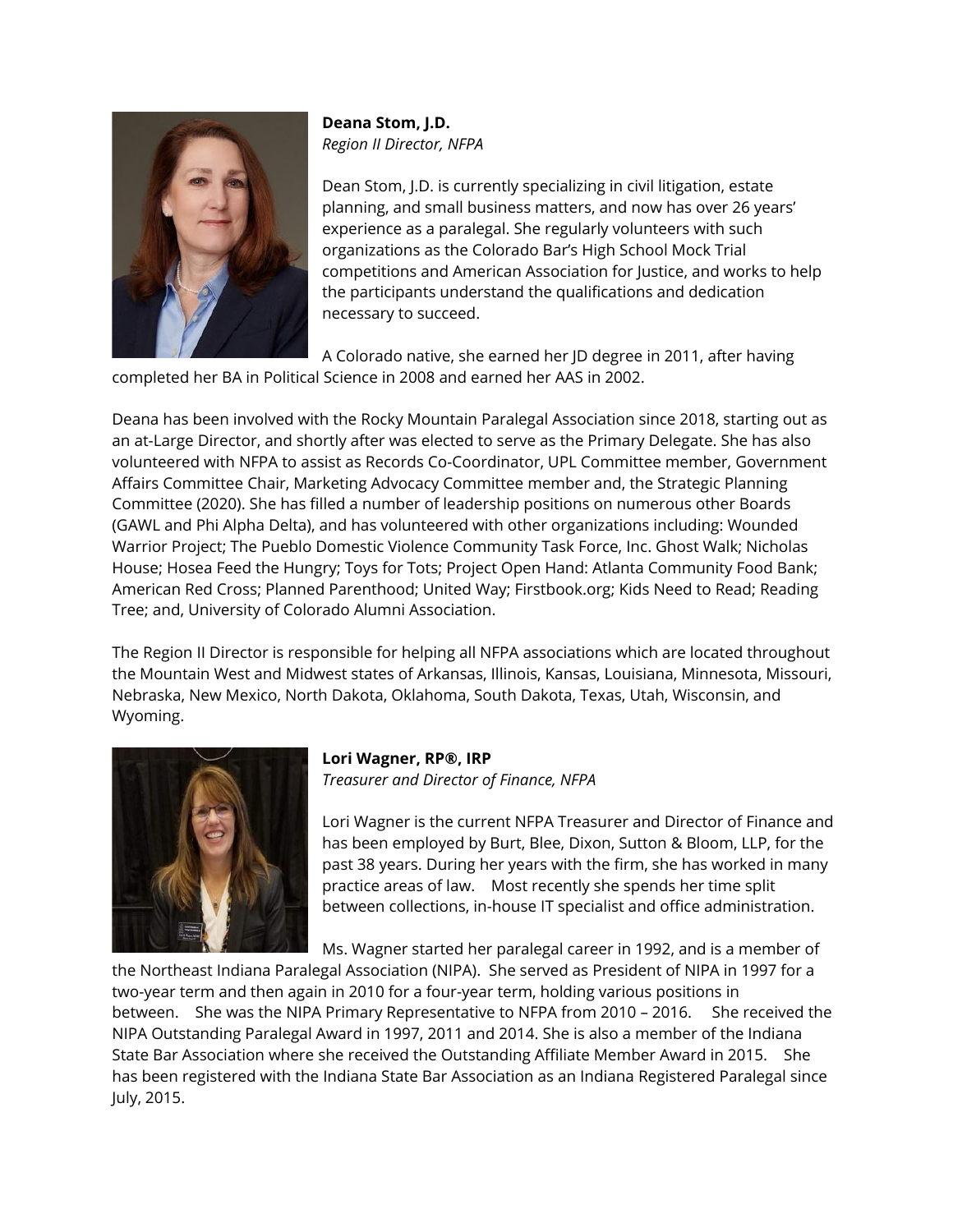**Deana Stom, J.D.**
*Region II Director, NFPA*

Dean Stom, J.D. is currently specializing in civil litigation, estate planning, and small business matters, and now has over 26 years' experience as a paralegal. She regularly volunteers with such organizations as the Colorado Bar's High School Mock Trial competitions and American Association for Justice, and works to help the participants understand the qualifications and dedication necessary to succeed.

A Colorado native, she earned her JD degree in 2011, after having completed her BA in Political Science in 2008 and earned her AAS in 2002.

Deana has been involved with the Rocky Mountain Paralegal Association since 2018, starting out as an at-Large Director, and shortly after was elected to serve as the Primary Delegate. She has also volunteered with NFPA to assist as Records Co-Coordinator, UPL Committee member, Government Affairs Committee Chair, Marketing Advocacy Committee member and, the Strategic Planning Committee (2020). She has filled a number of leadership positions on numerous other Boards (GAWL and Phi Alpha Delta), and has volunteered with other organizations including: Wounded Warrior Project; The Pueblo Domestic Violence Community Task Force, Inc. Ghost Walk; Nicholas House; Hosea Feed the Hungry; Toys for Tots; Project Open Hand: Atlanta Community Food Bank; American Red Cross; Planned Parenthood; United Way; Firstbook.org; Kids Need to Read; Reading Tree; and, University of Colorado Alumni Association.

The Region II Director is responsible for helping all NFPA associations which are located throughout the Mountain West and Midwest states of Arkansas, Illinois, Kansas, Louisiana, Minnesota, Missouri, Nebraska, New Mexico, North Dakota, Oklahoma, South Dakota, Texas, Utah, Wisconsin, and Wyoming.

**Lori Wagner, RP®, IRP**
*Treasurer and Director of Finance, NFPA*

Lori Wagner is the current NFPA Treasurer and Director of Finance and has been employed by Burt, Blee, Dixon, Sutton & Bloom, LLP, for the past 38 years. During her years with the firm, she has worked in many practice areas of law. Most recently she spends her time split between collections, in-house IT specialist and office administration.

Ms. Wagner started her paralegal career in 1992, and is a member of the Northeast Indiana Paralegal Association (NIPA). She served as President of NIPA in 1997 for a two-year term and then again in 2010 for a four-year term, holding various positions in between. She was the NIPA Primary Representative to NFPA from 2010 – 2016. She received the NIPA Outstanding Paralegal Award in 1997, 2011 and 2014. She is also a member of the Indiana State Bar Association where she received the Outstanding Affiliate Member Award in 2015. She has been registered with the Indiana State Bar Association as an Indiana Registered Paralegal since July, 2015.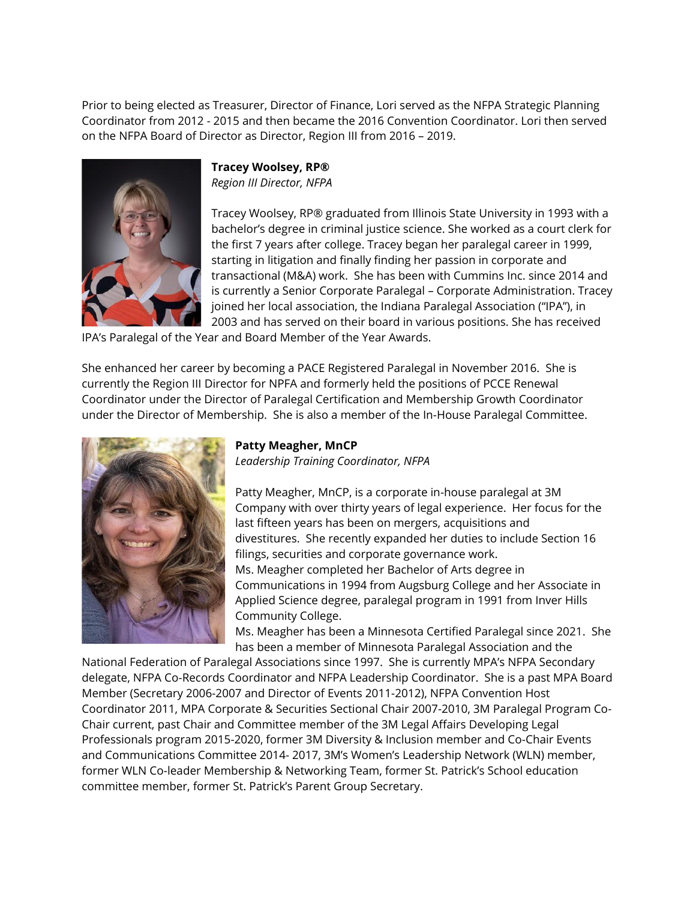Prior to being elected as Treasurer, Director of Finance, Lori served as the NFPA Strategic Planning Coordinator from 2012 - 2015 and then became the 2016 Convention Coordinator. Lori then served on the NFPA Board of Director as Director, Region III from 2016 – 2019.

**Tracey Woolsey, RP®**
*Region III Director, NFPA*

Tracey Woolsey, RP® graduated from Illinois State University in 1993 with a bachelor's degree in criminal justice science. She worked as a court clerk for the first 7 years after college. Tracey began her paralegal career in 1999, starting in litigation and finally finding her passion in corporate and transactional (M&A) work. She has been with Cummins Inc. since 2014 and is currently a Senior Corporate Paralegal – Corporate Administration. Tracey joined her local association, the Indiana Paralegal Association ("IPA"), in 2003 and has served on their board in various positions. She has received IPA's Paralegal of the Year and Board Member of the Year Awards.

She enhanced her career by becoming a PACE Registered Paralegal in November 2016. She is currently the Region III Director for NPFA and formerly held the positions of PCCE Renewal Coordinator under the Director of Paralegal Certification and Membership Growth Coordinator under the Director of Membership. She is also a member of the In-House Paralegal Committee.

**Patty Meagher, MnCP**
*Leadership Training Coordinator, NFPA*

Patty Meagher, MnCP, is a corporate in-house paralegal at 3M Company with over thirty years of legal experience. Her focus for the last fifteen years has been on mergers, acquisitions and divestitures. She recently expanded her duties to include Section 16 filings, securities and corporate governance work.
Ms. Meagher completed her Bachelor of Arts degree in Communications in 1994 from Augsburg College and her Associate in Applied Science degree, paralegal program in 1991 from Inver Hills Community College.
Ms. Meagher has been a Minnesota Certified Paralegal since 2021. She has been a member of Minnesota Paralegal Association and the National Federation of Paralegal Associations since 1997. She is currently MPA's NFPA Secondary delegate, NFPA Co-Records Coordinator and NFPA Leadership Coordinator. She is a past MPA Board Member (Secretary 2006-2007 and Director of Events 2011-2012), NFPA Convention Host Coordinator 2011, MPA Corporate & Securities Sectional Chair 2007-2010, 3M Paralegal Program Co-Chair current, past Chair and Committee member of the 3M Legal Affairs Developing Legal Professionals program 2015-2020, former 3M Diversity & Inclusion member and Co-Chair Events and Communications Committee 2014- 2017, 3M's Women's Leadership Network (WLN) member, former WLN Co-leader Membership & Networking Team, former St. Patrick's School education committee member, former St. Patrick's Parent Group Secretary.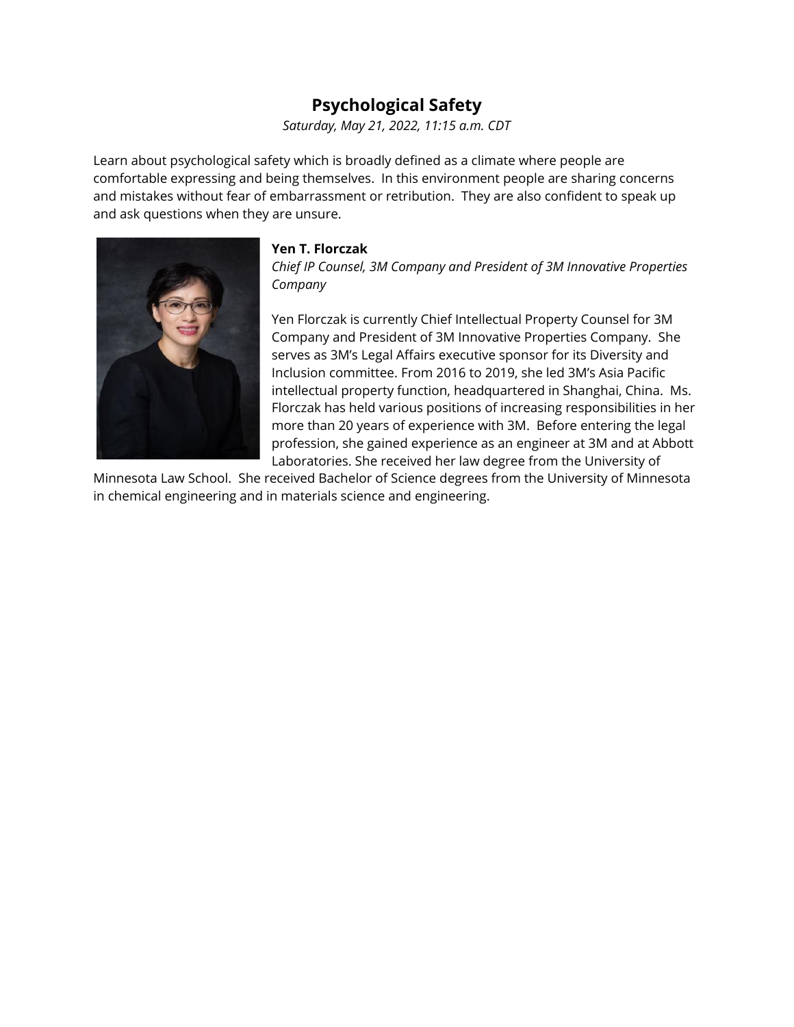# Psychological Safety

*Saturday, May 21, 2022, 11:15 a.m. CDT*

Learn about psychological safety which is broadly defined as a climate where people are comfortable expressing and being themselves. In this environment people are sharing concerns and mistakes without fear of embarrassment or retribution. They are also confident to speak up and ask questions when they are unsure.

**Yen T. Florczak**

*Chief IP Counsel, 3M Company and President of 3M Innovative Properties Company*

Yen Florczak is currently Chief Intellectual Property Counsel for 3M Company and President of 3M Innovative Properties Company. She serves as 3M's Legal Affairs executive sponsor for its Diversity and Inclusion committee. From 2016 to 2019, she led 3M's Asia Pacific intellectual property function, headquartered in Shanghai, China. Ms. Florczak has held various positions of increasing responsibilities in her more than 20 years of experience with 3M. Before entering the legal profession, she gained experience as an engineer at 3M and at Abbott Laboratories. She received her law degree from the University of Minnesota Law School. She received Bachelor of Science degrees from the University of Minnesota in chemical engineering and in materials science and engineering.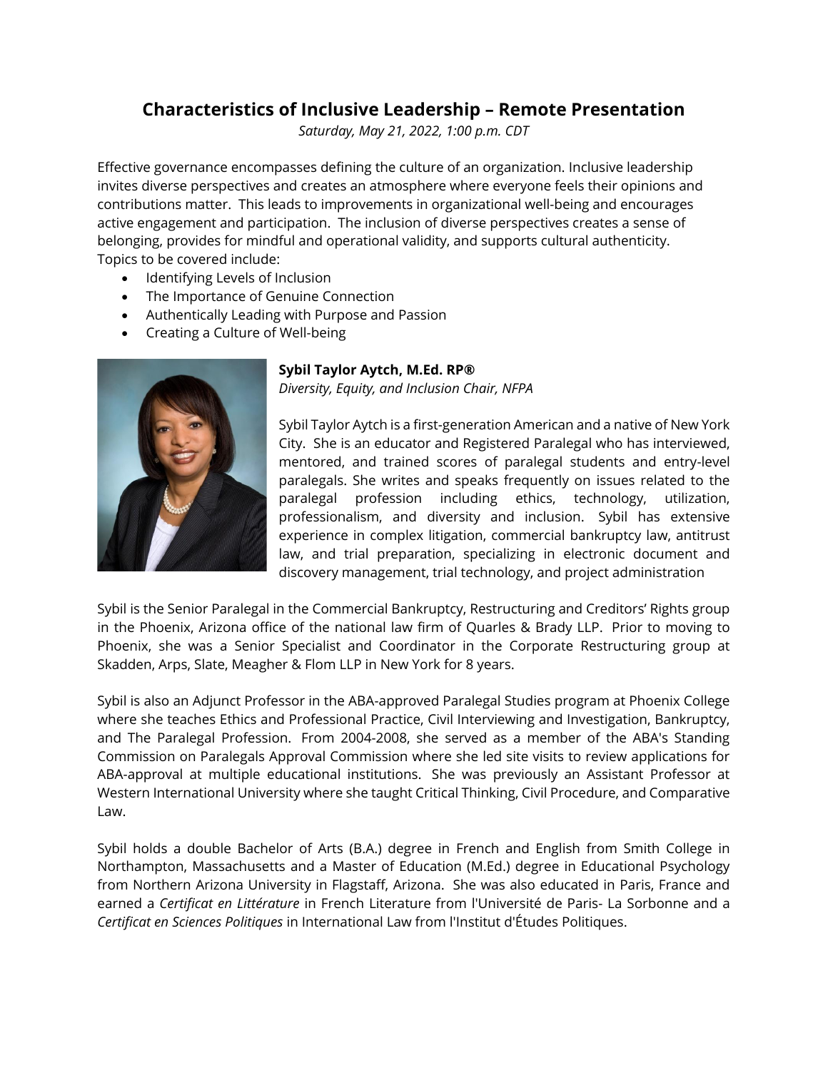## Characteristics of Inclusive Leadership – Remote Presentation

*Saturday, May 21, 2022, 1:00 p.m. CDT*

Effective governance encompasses defining the culture of an organization. Inclusive leadership invites diverse perspectives and creates an atmosphere where everyone feels their opinions and contributions matter. This leads to improvements in organizational well-being and encourages active engagement and participation. The inclusion of diverse perspectives creates a sense of belonging, provides for mindful and operational validity, and supports cultural authenticity. Topics to be covered include:

- Identifying Levels of Inclusion
- The Importance of Genuine Connection
- Authentically Leading with Purpose and Passion
- Creating a Culture of Well-being

**Sybil Taylor Aytch, M.Ed. RP®**
*Diversity, Equity, and Inclusion Chair, NFPA*

Sybil Taylor Aytch is a first-generation American and a native of New York City. She is an educator and Registered Paralegal who has interviewed, mentored, and trained scores of paralegal students and entry-level paralegals. She writes and speaks frequently on issues related to the paralegal profession including ethics, technology, utilization, professionalism, and diversity and inclusion. Sybil has extensive experience in complex litigation, commercial bankruptcy law, antitrust law, and trial preparation, specializing in electronic document and discovery management, trial technology, and project administration

Sybil is the Senior Paralegal in the Commercial Bankruptcy, Restructuring and Creditors' Rights group in the Phoenix, Arizona office of the national law firm of Quarles & Brady LLP. Prior to moving to Phoenix, she was a Senior Specialist and Coordinator in the Corporate Restructuring group at Skadden, Arps, Slate, Meagher & Flom LLP in New York for 8 years.

Sybil is also an Adjunct Professor in the ABA-approved Paralegal Studies program at Phoenix College where she teaches Ethics and Professional Practice, Civil Interviewing and Investigation, Bankruptcy, and The Paralegal Profession. From 2004-2008, she served as a member of the ABA's Standing Commission on Paralegals Approval Commission where she led site visits to review applications for ABA-approval at multiple educational institutions. She was previously an Assistant Professor at Western International University where she taught Critical Thinking, Civil Procedure, and Comparative Law.

Sybil holds a double Bachelor of Arts (B.A.) degree in French and English from Smith College in Northampton, Massachusetts and a Master of Education (M.Ed.) degree in Educational Psychology from Northern Arizona University in Flagstaff, Arizona. She was also educated in Paris, France and earned a *Certificat en Littérature* in French Literature from l'Université de Paris- La Sorbonne and a *Certificat en Sciences Politiques* in International Law from l'Institut d'Études Politiques.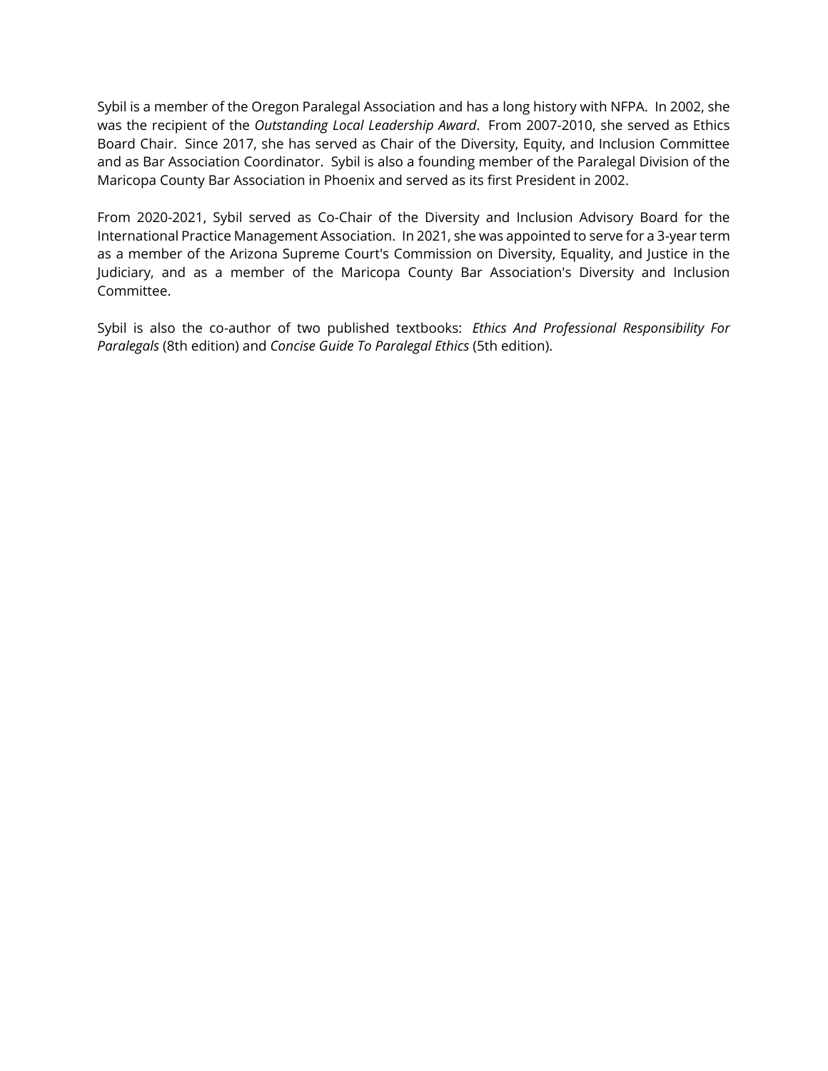Sybil is a member of the Oregon Paralegal Association and has a long history with NFPA. In 2002, she was the recipient of the *Outstanding Local Leadership Award*. From 2007-2010, she served as Ethics Board Chair. Since 2017, she has served as Chair of the Diversity, Equity, and Inclusion Committee and as Bar Association Coordinator. Sybil is also a founding member of the Paralegal Division of the Maricopa County Bar Association in Phoenix and served as its first President in 2002.

From 2020-2021, Sybil served as Co-Chair of the Diversity and Inclusion Advisory Board for the International Practice Management Association. In 2021, she was appointed to serve for a 3-year term as a member of the Arizona Supreme Court's Commission on Diversity, Equality, and Justice in the Judiciary, and as a member of the Maricopa County Bar Association's Diversity and Inclusion Committee.

Sybil is also the co-author of two published textbooks: *Ethics And Professional Responsibility For Paralegals* (8th edition) and *Concise Guide To Paralegal Ethics* (5th edition).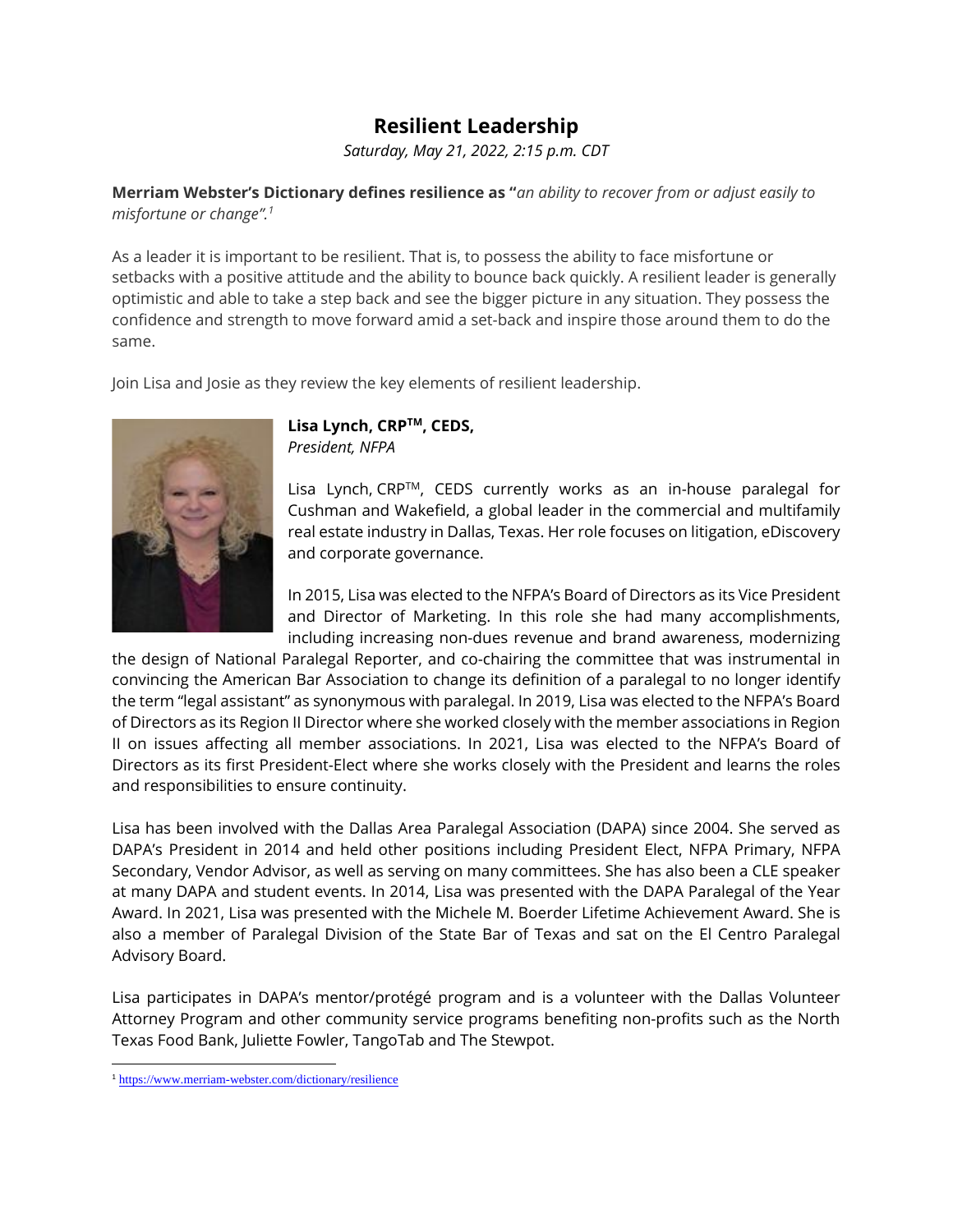# Resilient Leadership

*Saturday, May 21, 2022, 2:15 p.m. CDT*

**Merriam Webster's Dictionary defines resilience as "***an ability to recover from or adjust easily to misfortune or change".*[1]

As a leader it is important to be resilient. That is, to possess the ability to face misfortune or setbacks with a positive attitude and the ability to bounce back quickly. A resilient leader is generally optimistic and able to take a step back and see the bigger picture in any situation. They possess the confidence and strength to move forward amid a set-back and inspire those around them to do the same.

Join Lisa and Josie as they review the key elements of resilient leadership.

**Lisa Lynch, CRP™, CEDS,**
*President, NFPA*

Lisa Lynch, CRP™, CEDS currently works as an in-house paralegal for Cushman and Wakefield, a global leader in the commercial and multifamily real estate industry in Dallas, Texas. Her role focuses on litigation, eDiscovery and corporate governance.

In 2015, Lisa was elected to the NFPA's Board of Directors as its Vice President and Director of Marketing. In this role she had many accomplishments, including increasing non-dues revenue and brand awareness, modernizing the design of National Paralegal Reporter, and co-chairing the committee that was instrumental in convincing the American Bar Association to change its definition of a paralegal to no longer identify the term "legal assistant" as synonymous with paralegal. In 2019, Lisa was elected to the NFPA's Board of Directors as its Region II Director where she worked closely with the member associations in Region II on issues affecting all member associations. In 2021, Lisa was elected to the NFPA's Board of Directors as its first President-Elect where she works closely with the President and learns the roles and responsibilities to ensure continuity.

Lisa has been involved with the Dallas Area Paralegal Association (DAPA) since 2004. She served as DAPA's President in 2014 and held other positions including President Elect, NFPA Primary, NFPA Secondary, Vendor Advisor, as well as serving on many committees. She has also been a CLE speaker at many DAPA and student events. In 2014, Lisa was presented with the DAPA Paralegal of the Year Award. In 2021, Lisa was presented with the Michele M. Boerder Lifetime Achievement Award. She is also a member of Paralegal Division of the State Bar of Texas and sat on the El Centro Paralegal Advisory Board.

Lisa participates in DAPA's mentor/protégé program and is a volunteer with the Dallas Volunteer Attorney Program and other community service programs benefiting non-profits such as the North Texas Food Bank, Juliette Fowler, TangoTab and The Stewpot.

---

[1] https://www.merriam-webster.com/dictionary/resilience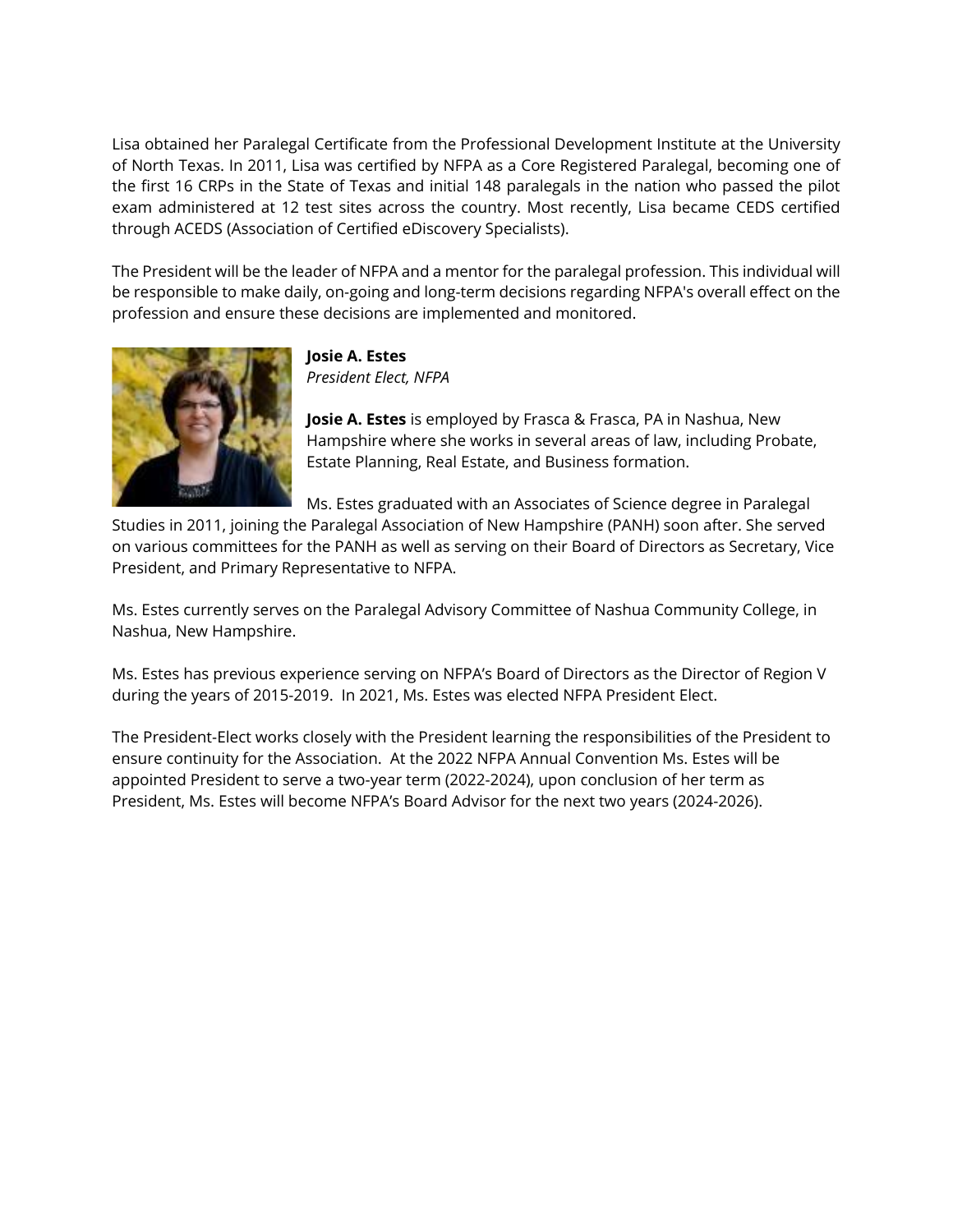Lisa obtained her Paralegal Certificate from the Professional Development Institute at the University of North Texas. In 2011, Lisa was certified by NFPA as a Core Registered Paralegal, becoming one of the first 16 CRPs in the State of Texas and initial 148 paralegals in the nation who passed the pilot exam administered at 12 test sites across the country. Most recently, Lisa became CEDS certified through ACEDS (Association of Certified eDiscovery Specialists).

The President will be the leader of NFPA and a mentor for the paralegal profession. This individual will be responsible to make daily, on-going and long-term decisions regarding NFPA's overall effect on the profession and ensure these decisions are implemented and monitored.

**Josie A. Estes**
*President Elect, NFPA*

**Josie A. Estes** is employed by Frasca & Frasca, PA in Nashua, New Hampshire where she works in several areas of law, including Probate, Estate Planning, Real Estate, and Business formation.

Ms. Estes graduated with an Associates of Science degree in Paralegal Studies in 2011, joining the Paralegal Association of New Hampshire (PANH) soon after. She served on various committees for the PANH as well as serving on their Board of Directors as Secretary, Vice President, and Primary Representative to NFPA.

Ms. Estes currently serves on the Paralegal Advisory Committee of Nashua Community College, in Nashua, New Hampshire.

Ms. Estes has previous experience serving on NFPA's Board of Directors as the Director of Region V during the years of 2015-2019. In 2021, Ms. Estes was elected NFPA President Elect.

The President-Elect works closely with the President learning the responsibilities of the President to ensure continuity for the Association. At the 2022 NFPA Annual Convention Ms. Estes will be appointed President to serve a two-year term (2022-2024), upon conclusion of her term as President, Ms. Estes will become NFPA's Board Advisor for the next two years (2024-2026).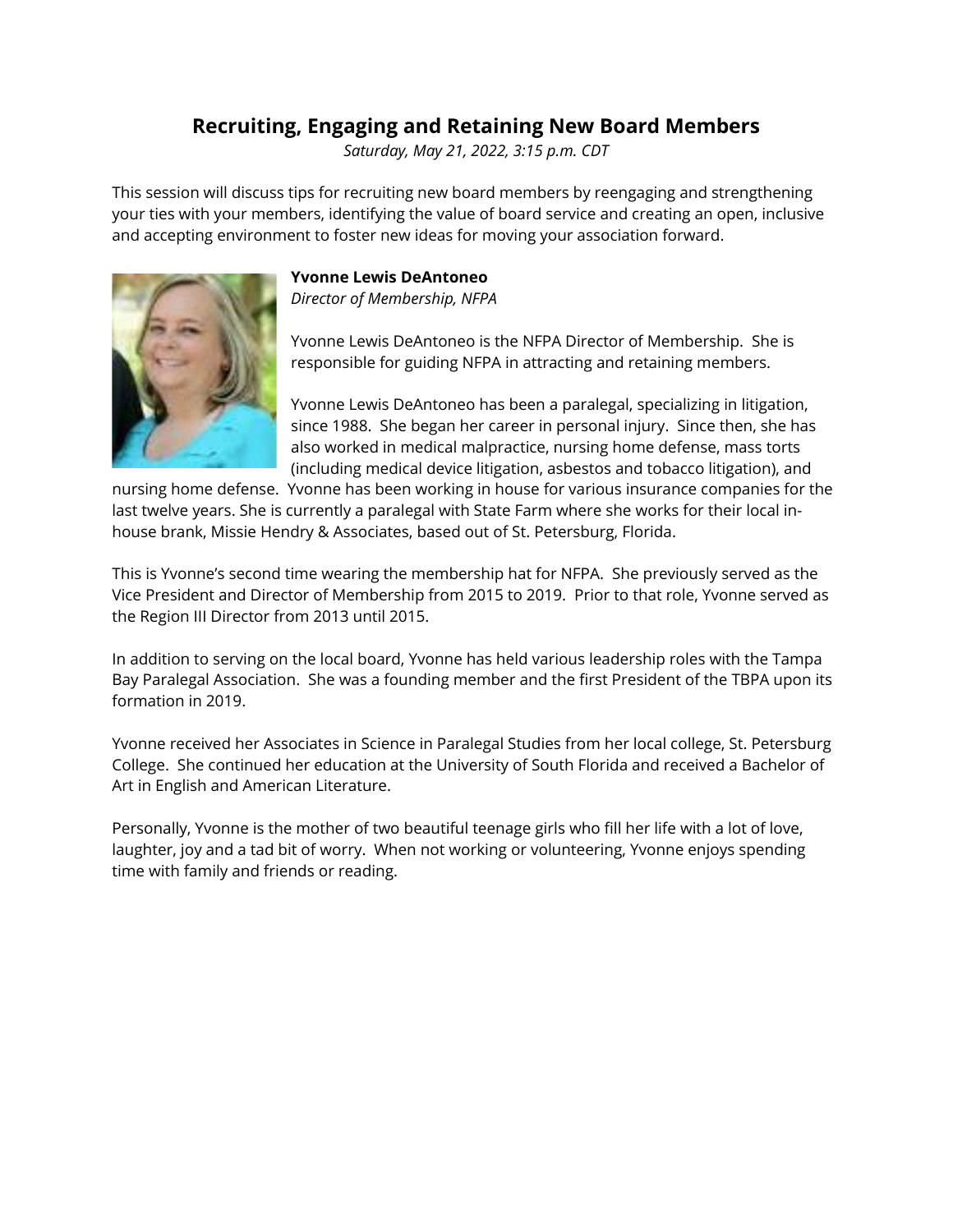## Recruiting, Engaging and Retaining New Board Members

*Saturday, May 21, 2022, 3:15 p.m. CDT*

This session will discuss tips for recruiting new board members by reengaging and strengthening your ties with your members, identifying the value of board service and creating an open, inclusive and accepting environment to foster new ideas for moving your association forward.

**Yvonne Lewis DeAntoneo**
*Director of Membership, NFPA*

Yvonne Lewis DeAntoneo is the NFPA Director of Membership. She is responsible for guiding NFPA in attracting and retaining members.

Yvonne Lewis DeAntoneo has been a paralegal, specializing in litigation, since 1988. She began her career in personal injury. Since then, she has also worked in medical malpractice, nursing home defense, mass torts (including medical device litigation, asbestos and tobacco litigation), and nursing home defense. Yvonne has been working in house for various insurance companies for the last twelve years. She is currently a paralegal with State Farm where she works for their local in-house brank, Missie Hendry & Associates, based out of St. Petersburg, Florida.

This is Yvonne's second time wearing the membership hat for NFPA. She previously served as the Vice President and Director of Membership from 2015 to 2019. Prior to that role, Yvonne served as the Region III Director from 2013 until 2015.

In addition to serving on the local board, Yvonne has held various leadership roles with the Tampa Bay Paralegal Association. She was a founding member and the first President of the TBPA upon its formation in 2019.

Yvonne received her Associates in Science in Paralegal Studies from her local college, St. Petersburg College. She continued her education at the University of South Florida and received a Bachelor of Art in English and American Literature.

Personally, Yvonne is the mother of two beautiful teenage girls who fill her life with a lot of love, laughter, joy and a tad bit of worry. When not working or volunteering, Yvonne enjoys spending time with family and friends or reading.